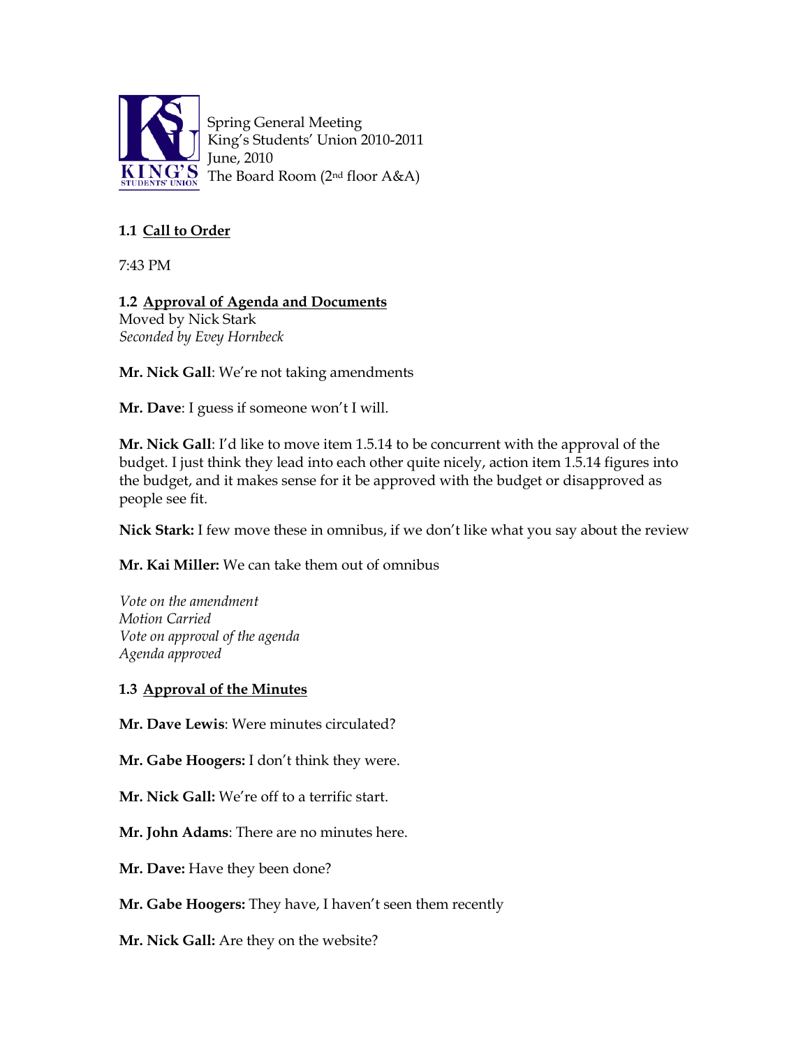Spring General Meeting
King's Students' Union 2010-2011
June, 2010
The Board Room (2nd floor A&A)

**1.1 Call to Order**

7:43 PM

**1.2 Approval of Agenda and Documents**
Moved by Nick Stark
*Seconded by Evey Hornbeck*

**Mr. Nick Gall**: We're not taking amendments

**Mr. Dave**: I guess if someone won't I will.

**Mr. Nick Gall**: I'd like to move item 1.5.14 to be concurrent with the approval of the budget. I just think they lead into each other quite nicely, action item 1.5.14 figures into the budget, and it makes sense for it be approved with the budget or disapproved as people see fit.

**Nick Stark:** I few move these in omnibus, if we don't like what you say about the review

**Mr. Kai Miller:** We can take them out of omnibus

*Vote on the amendment*
*Motion Carried*
*Vote on approval of the agenda*
*Agenda approved*

**1.3 Approval of the Minutes**

**Mr. Dave Lewis**: Were minutes circulated?

**Mr. Gabe Hoogers:** I don't think they were.

**Mr. Nick Gall:** We're off to a terrific start.

**Mr. John Adams**: There are no minutes here.

**Mr. Dave:** Have they been done?

**Mr. Gabe Hoogers:** They have, I haven't seen them recently

**Mr. Nick Gall:** Are they on the website?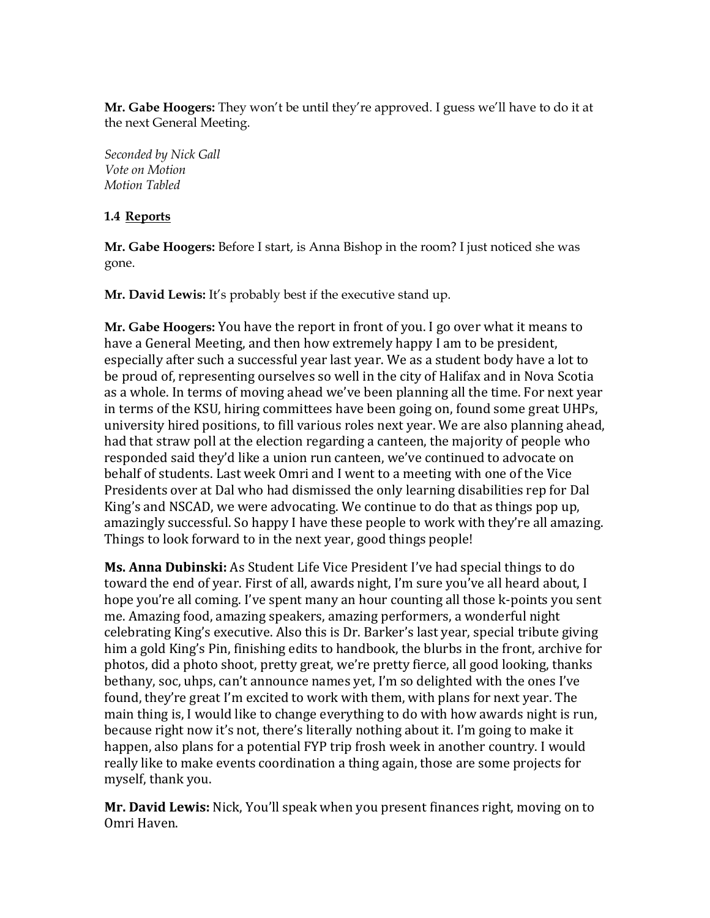**Mr. Gabe Hoogers:** They won't be until they're approved. I guess we'll have to do it at the next General Meeting.

*Seconded by Nick Gall*
*Vote on Motion*
*Motion Tabled*

**1.4 Reports**

**Mr. Gabe Hoogers:** Before I start, is Anna Bishop in the room? I just noticed she was gone.

**Mr. David Lewis:** It's probably best if the executive stand up.

**Mr. Gabe Hoogers:** You have the report in front of you. I go over what it means to have a General Meeting, and then how extremely happy I am to be president, especially after such a successful year last year. We as a student body have a lot to be proud of, representing ourselves so well in the city of Halifax and in Nova Scotia as a whole. In terms of moving ahead we've been planning all the time. For next year in terms of the KSU, hiring committees have been going on, found some great UHPs, university hired positions, to fill various roles next year. We are also planning ahead, had that straw poll at the election regarding a canteen, the majority of people who responded said they'd like a union run canteen, we've continued to advocate on behalf of students. Last week Omri and I went to a meeting with one of the Vice Presidents over at Dal who had dismissed the only learning disabilities rep for Dal King's and NSCAD, we were advocating. We continue to do that as things pop up, amazingly successful. So happy I have these people to work with they're all amazing. Things to look forward to in the next year, good things people!

**Ms. Anna Dubinski:** As Student Life Vice President I've had special things to do toward the end of year. First of all, awards night, I'm sure you've all heard about, I hope you're all coming. I've spent many an hour counting all those k-points you sent me. Amazing food, amazing speakers, amazing performers, a wonderful night celebrating King's executive. Also this is Dr. Barker's last year, special tribute giving him a gold King's Pin, finishing edits to handbook, the blurbs in the front, archive for photos, did a photo shoot, pretty great, we're pretty fierce, all good looking, thanks bethany, soc, uhps, can't announce names yet, I'm so delighted with the ones I've found, they're great I'm excited to work with them, with plans for next year. The main thing is, I would like to change everything to do with how awards night is run, because right now it's not, there's literally nothing about it. I'm going to make it happen, also plans for a potential FYP trip frosh week in another country. I would really like to make events coordination a thing again, those are some projects for myself, thank you.

**Mr. David Lewis:** Nick, You'll speak when you present finances right, moving on to Omri Haven.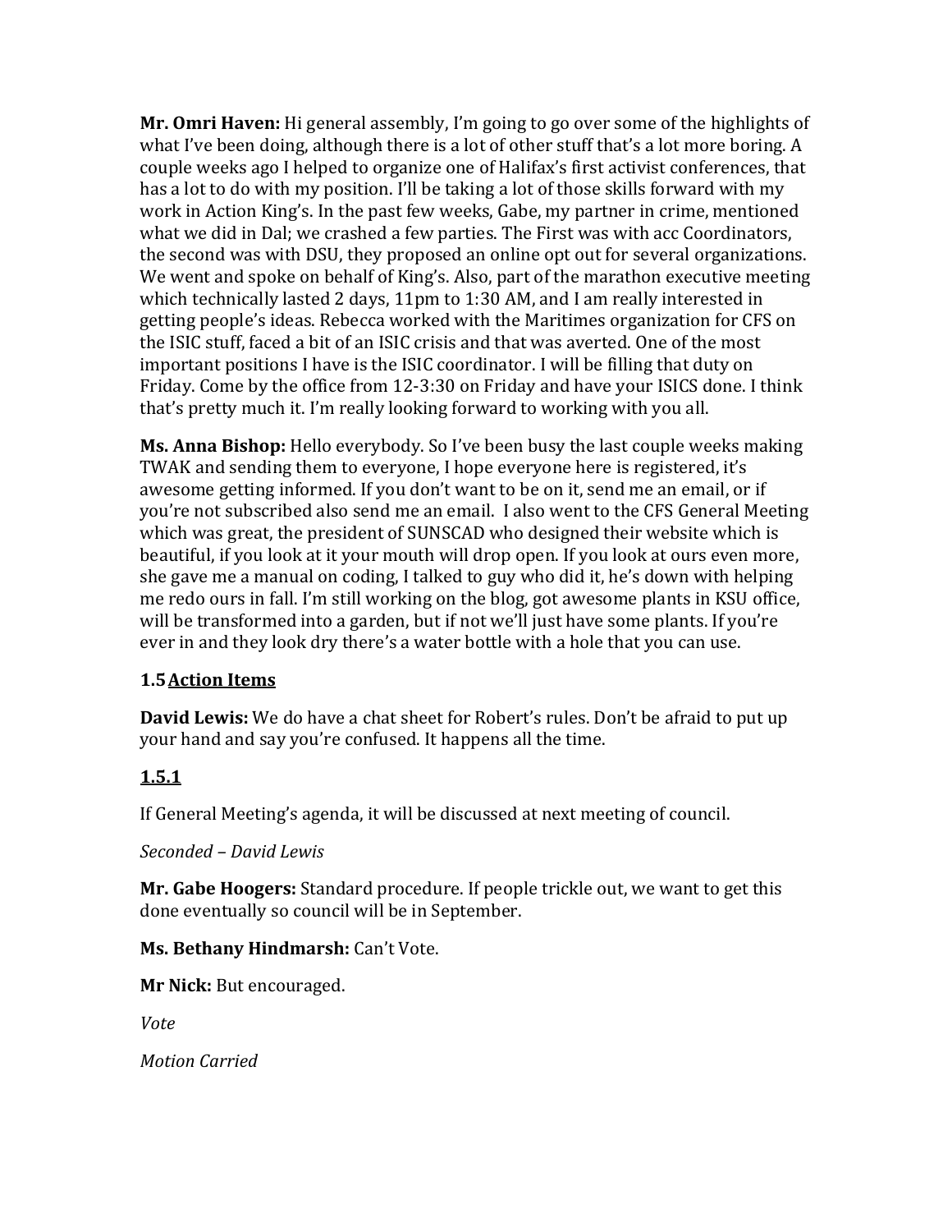**Mr. Omri Haven:** Hi general assembly, I'm going to go over some of the highlights of what I've been doing, although there is a lot of other stuff that's a lot more boring. A couple weeks ago I helped to organize one of Halifax's first activist conferences, that has a lot to do with my position. I'll be taking a lot of those skills forward with my work in Action King's. In the past few weeks, Gabe, my partner in crime, mentioned what we did in Dal; we crashed a few parties. The First was with acc Coordinators, the second was with DSU, they proposed an online opt out for several organizations. We went and spoke on behalf of King's. Also, part of the marathon executive meeting which technically lasted 2 days, 11pm to 1:30 AM, and I am really interested in getting people's ideas. Rebecca worked with the Maritimes organization for CFS on the ISIC stuff, faced a bit of an ISIC crisis and that was averted. One of the most important positions I have is the ISIC coordinator. I will be filling that duty on Friday. Come by the office from 12-3:30 on Friday and have your ISICS done. I think that's pretty much it. I'm really looking forward to working with you all.

**Ms. Anna Bishop:** Hello everybody. So I've been busy the last couple weeks making TWAK and sending them to everyone, I hope everyone here is registered, it's awesome getting informed. If you don't want to be on it, send me an email, or if you're not subscribed also send me an email. I also went to the CFS General Meeting which was great, the president of SUNSCAD who designed their website which is beautiful, if you look at it your mouth will drop open. If you look at ours even more, she gave me a manual on coding, I talked to guy who did it, he's down with helping me redo ours in fall. I'm still working on the blog, got awesome plants in KSU office, will be transformed into a garden, but if not we'll just have some plants. If you're ever in and they look dry there's a water bottle with a hole that you can use.

### 1.5 <u>Action Items</u>

**David Lewis:** We do have a chat sheet for Robert's rules. Don't be afraid to put up your hand and say you're confused. It happens all the time.

### <u>1.5.1</u>

If General Meeting's agenda, it will be discussed at next meeting of council.

*Seconded – David Lewis*

**Mr. Gabe Hoogers:** Standard procedure. If people trickle out, we want to get this done eventually so council will be in September.

**Ms. Bethany Hindmarsh:** Can't Vote.

**Mr Nick:** But encouraged.

*Vote*

*Motion Carried*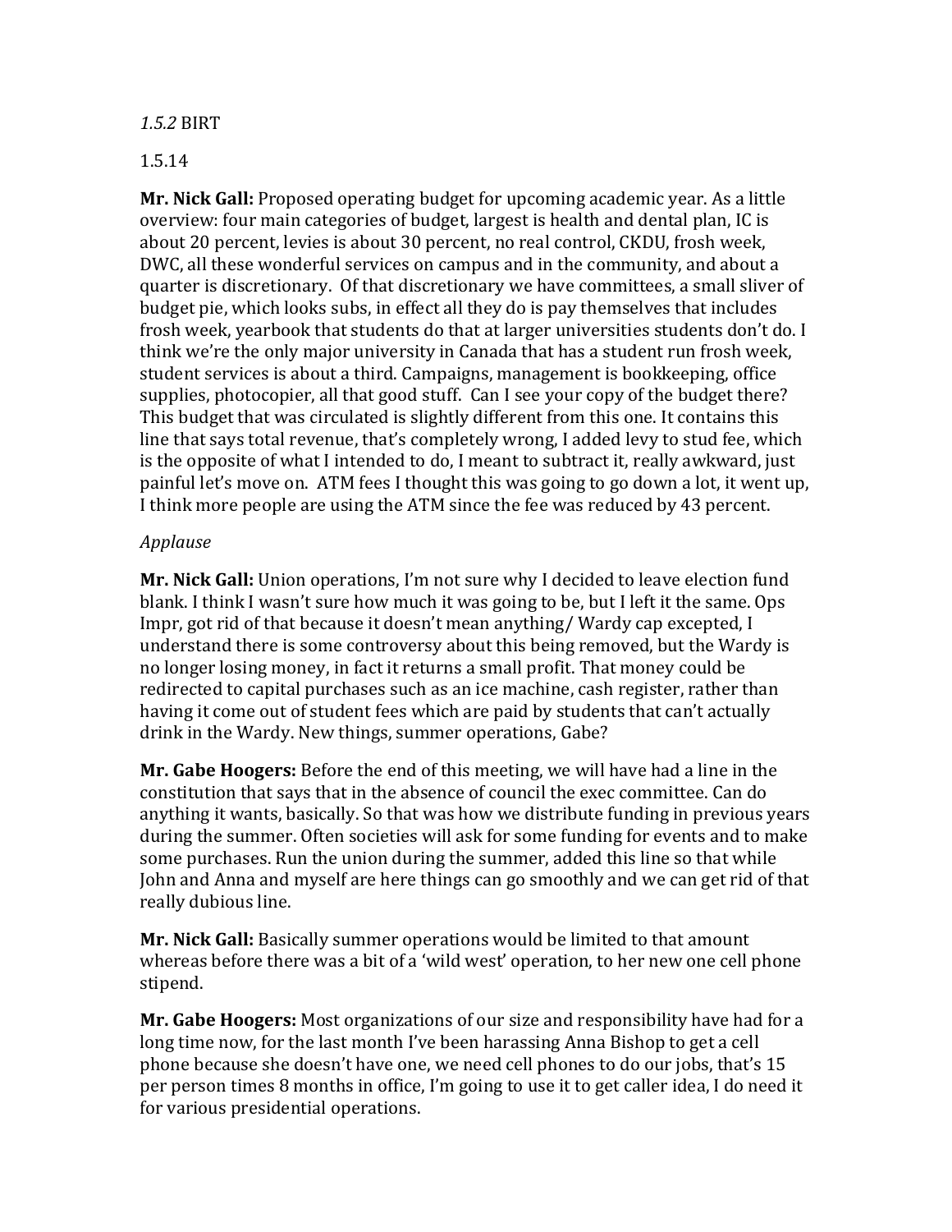*1.5.2* BIRT

1.5.14

**Mr. Nick Gall:** Proposed operating budget for upcoming academic year. As a little overview: four main categories of budget, largest is health and dental plan, IC is about 20 percent, levies is about 30 percent, no real control, CKDU, frosh week, DWC, all these wonderful services on campus and in the community, and about a quarter is discretionary. Of that discretionary we have committees, a small sliver of budget pie, which looks subs, in effect all they do is pay themselves that includes frosh week, yearbook that students do that at larger universities students don't do. I think we're the only major university in Canada that has a student run frosh week, student services is about a third. Campaigns, management is bookkeeping, office supplies, photocopier, all that good stuff. Can I see your copy of the budget there? This budget that was circulated is slightly different from this one. It contains this line that says total revenue, that's completely wrong, I added levy to stud fee, which is the opposite of what I intended to do, I meant to subtract it, really awkward, just painful let's move on. ATM fees I thought this was going to go down a lot, it went up, I think more people are using the ATM since the fee was reduced by 43 percent.

*Applause*

**Mr. Nick Gall:** Union operations, I'm not sure why I decided to leave election fund blank. I think I wasn't sure how much it was going to be, but I left it the same. Ops Impr, got rid of that because it doesn't mean anything/ Wardy cap excepted, I understand there is some controversy about this being removed, but the Wardy is no longer losing money, in fact it returns a small profit. That money could be redirected to capital purchases such as an ice machine, cash register, rather than having it come out of student fees which are paid by students that can't actually drink in the Wardy. New things, summer operations, Gabe?

**Mr. Gabe Hoogers:** Before the end of this meeting, we will have had a line in the constitution that says that in the absence of council the exec committee. Can do anything it wants, basically. So that was how we distribute funding in previous years during the summer. Often societies will ask for some funding for events and to make some purchases. Run the union during the summer, added this line so that while John and Anna and myself are here things can go smoothly and we can get rid of that really dubious line.

**Mr. Nick Gall:** Basically summer operations would be limited to that amount whereas before there was a bit of a 'wild west' operation, to her new one cell phone stipend.

**Mr. Gabe Hoogers:** Most organizations of our size and responsibility have had for a long time now, for the last month I've been harassing Anna Bishop to get a cell phone because she doesn't have one, we need cell phones to do our jobs, that's 15 per person times 8 months in office, I'm going to use it to get caller idea, I do need it for various presidential operations.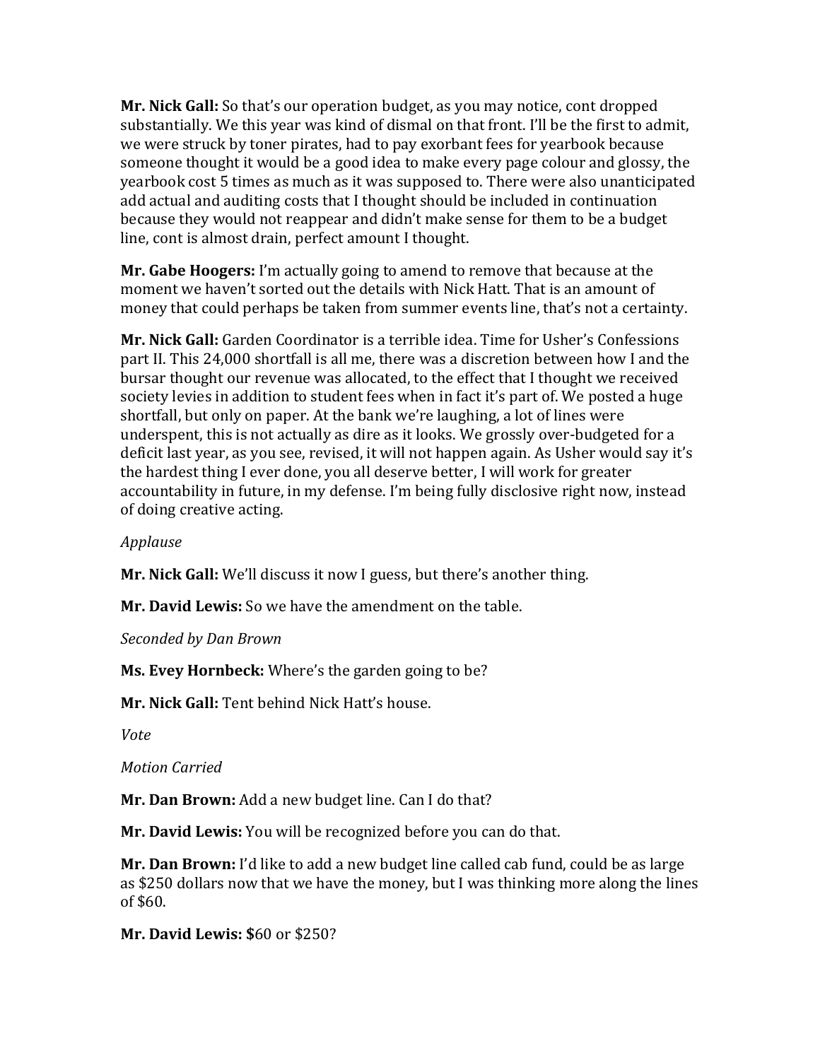**Mr. Nick Gall:** So that's our operation budget, as you may notice, cont dropped substantially. We this year was kind of dismal on that front. I'll be the first to admit, we were struck by toner pirates, had to pay exorbant fees for yearbook because someone thought it would be a good idea to make every page colour and glossy, the yearbook cost 5 times as much as it was supposed to. There were also unanticipated add actual and auditing costs that I thought should be included in continuation because they would not reappear and didn't make sense for them to be a budget line, cont is almost drain, perfect amount I thought.

**Mr. Gabe Hoogers:** I'm actually going to amend to remove that because at the moment we haven't sorted out the details with Nick Hatt. That is an amount of money that could perhaps be taken from summer events line, that's not a certainty.

**Mr. Nick Gall:** Garden Coordinator is a terrible idea. Time for Usher's Confessions part II. This 24,000 shortfall is all me, there was a discretion between how I and the bursar thought our revenue was allocated, to the effect that I thought we received society levies in addition to student fees when in fact it's part of. We posted a huge shortfall, but only on paper. At the bank we're laughing, a lot of lines were underspent, this is not actually as dire as it looks. We grossly over-budgeted for a deficit last year, as you see, revised, it will not happen again. As Usher would say it's the hardest thing I ever done, you all deserve better, I will work for greater accountability in future, in my defense. I'm being fully disclosive right now, instead of doing creative acting.

*Applause*

**Mr. Nick Gall:** We'll discuss it now I guess, but there's another thing.

**Mr. David Lewis:** So we have the amendment on the table.

*Seconded by Dan Brown*

**Ms. Evey Hornbeck:** Where's the garden going to be?

**Mr. Nick Gall:** Tent behind Nick Hatt's house.

*Vote*

*Motion Carried*

**Mr. Dan Brown:** Add a new budget line. Can I do that?

**Mr. David Lewis:** You will be recognized before you can do that.

**Mr. Dan Brown:** I'd like to add a new budget line called cab fund, could be as large as $250 dollars now that we have the money, but I was thinking more along the lines of $60.

**Mr. David Lewis: $**60 or $250?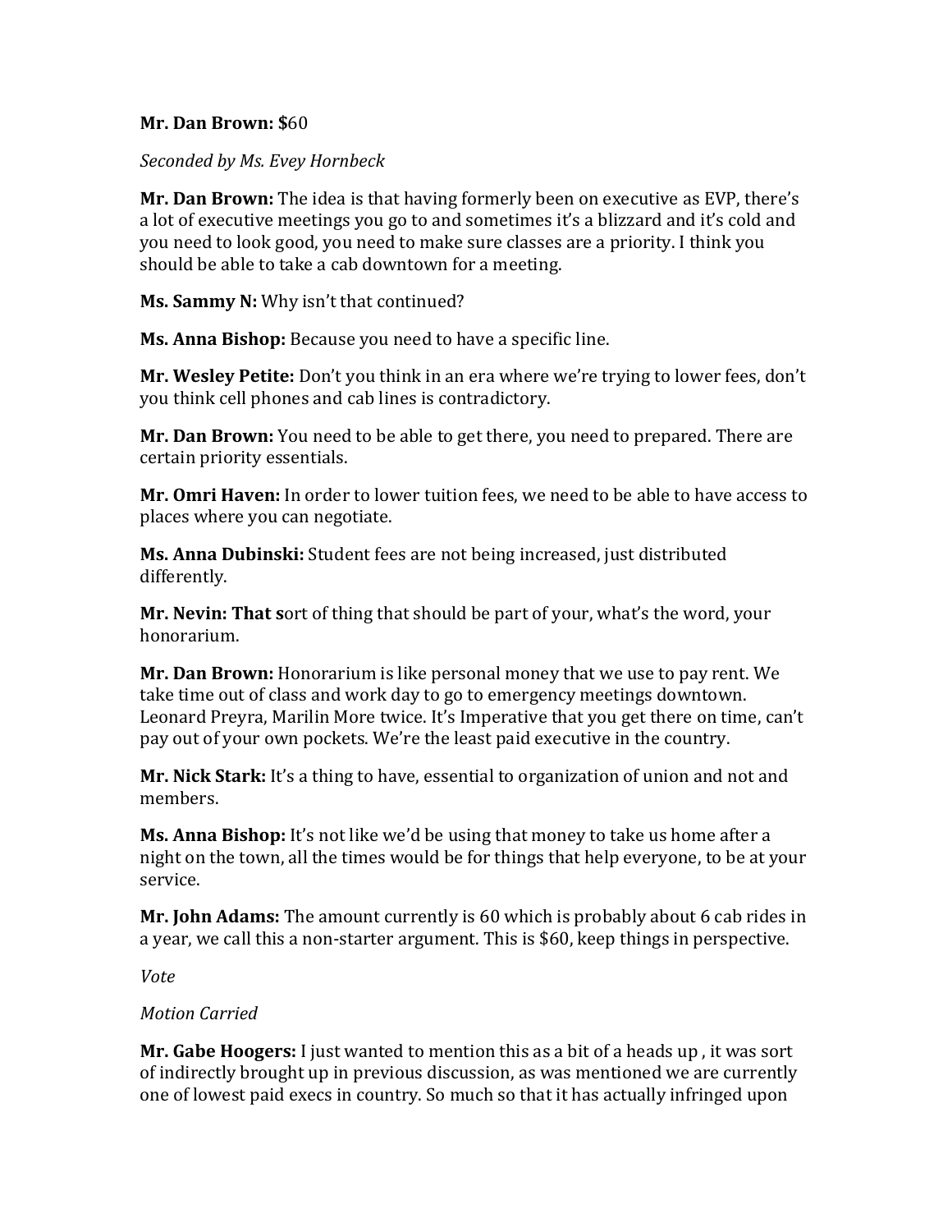**Mr. Dan Brown: $**60

*Seconded by Ms. Evey Hornbeck*

**Mr. Dan Brown:** The idea is that having formerly been on executive as EVP, there's a lot of executive meetings you go to and sometimes it's a blizzard and it's cold and you need to look good, you need to make sure classes are a priority. I think you should be able to take a cab downtown for a meeting.

**Ms. Sammy N:** Why isn't that continued?

**Ms. Anna Bishop:** Because you need to have a specific line.

**Mr. Wesley Petite:** Don't you think in an era where we're trying to lower fees, don't you think cell phones and cab lines is contradictory.

**Mr. Dan Brown:** You need to be able to get there, you need to prepared. There are certain priority essentials.

**Mr. Omri Haven:** In order to lower tuition fees, we need to be able to have access to places where you can negotiate.

**Ms. Anna Dubinski:** Student fees are not being increased, just distributed differently.

**Mr. Nevin: That s**ort of thing that should be part of your, what's the word, your honorarium.

**Mr. Dan Brown:** Honorarium is like personal money that we use to pay rent. We take time out of class and work day to go to emergency meetings downtown. Leonard Preyra, Marilin More twice. It's Imperative that you get there on time, can't pay out of your own pockets. We're the least paid executive in the country.

**Mr. Nick Stark:** It's a thing to have, essential to organization of union and not and members.

**Ms. Anna Bishop:** It's not like we'd be using that money to take us home after a night on the town, all the times would be for things that help everyone, to be at your service.

**Mr. John Adams:** The amount currently is 60 which is probably about 6 cab rides in a year, we call this a non-starter argument. This is $60, keep things in perspective.

*Vote*

*Motion Carried*

**Mr. Gabe Hoogers:** I just wanted to mention this as a bit of a heads up , it was sort of indirectly brought up in previous discussion, as was mentioned we are currently one of lowest paid execs in country. So much so that it has actually infringed upon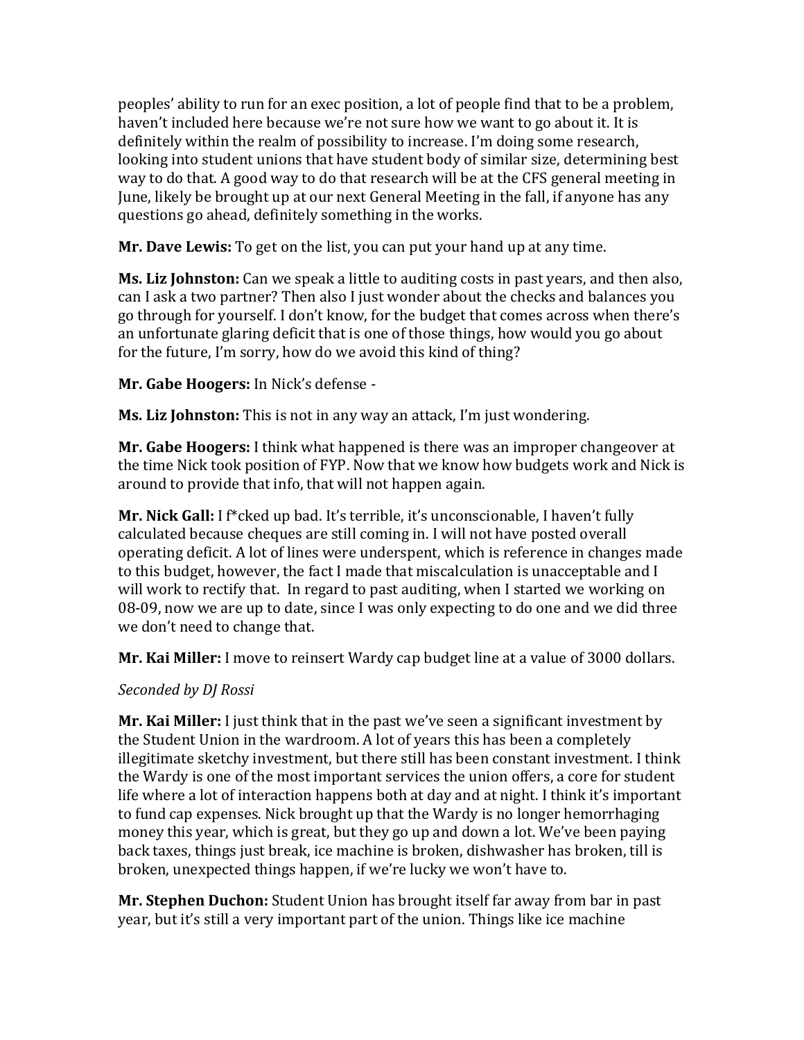peoples' ability to run for an exec position, a lot of people find that to be a problem, haven't included here because we're not sure how we want to go about it. It is definitely within the realm of possibility to increase. I'm doing some research, looking into student unions that have student body of similar size, determining best way to do that. A good way to do that research will be at the CFS general meeting in June, likely be brought up at our next General Meeting in the fall, if anyone has any questions go ahead, definitely something in the works.

**Mr. Dave Lewis:** To get on the list, you can put your hand up at any time.

**Ms. Liz Johnston:** Can we speak a little to auditing costs in past years, and then also, can I ask a two partner? Then also I just wonder about the checks and balances you go through for yourself. I don't know, for the budget that comes across when there's an unfortunate glaring deficit that is one of those things, how would you go about for the future, I'm sorry, how do we avoid this kind of thing?

**Mr. Gabe Hoogers:** In Nick's defense -

**Ms. Liz Johnston:** This is not in any way an attack, I'm just wondering.

**Mr. Gabe Hoogers:** I think what happened is there was an improper changeover at the time Nick took position of FYP. Now that we know how budgets work and Nick is around to provide that info, that will not happen again.

**Mr. Nick Gall:** I f*cked up bad. It's terrible, it's unconscionable, I haven't fully calculated because cheques are still coming in. I will not have posted overall operating deficit. A lot of lines were underspent, which is reference in changes made to this budget, however, the fact I made that miscalculation is unacceptable and I will work to rectify that. In regard to past auditing, when I started we working on 08-09, now we are up to date, since I was only expecting to do one and we did three we don't need to change that.

**Mr. Kai Miller:** I move to reinsert Wardy cap budget line at a value of 3000 dollars.

*Seconded by DJ Rossi*

**Mr. Kai Miller:** I just think that in the past we've seen a significant investment by the Student Union in the wardroom. A lot of years this has been a completely illegitimate sketchy investment, but there still has been constant investment. I think the Wardy is one of the most important services the union offers, a core for student life where a lot of interaction happens both at day and at night. I think it's important to fund cap expenses. Nick brought up that the Wardy is no longer hemorrhaging money this year, which is great, but they go up and down a lot. We've been paying back taxes, things just break, ice machine is broken, dishwasher has broken, till is broken, unexpected things happen, if we're lucky we won't have to.

**Mr. Stephen Duchon:** Student Union has brought itself far away from bar in past year, but it's still a very important part of the union. Things like ice machine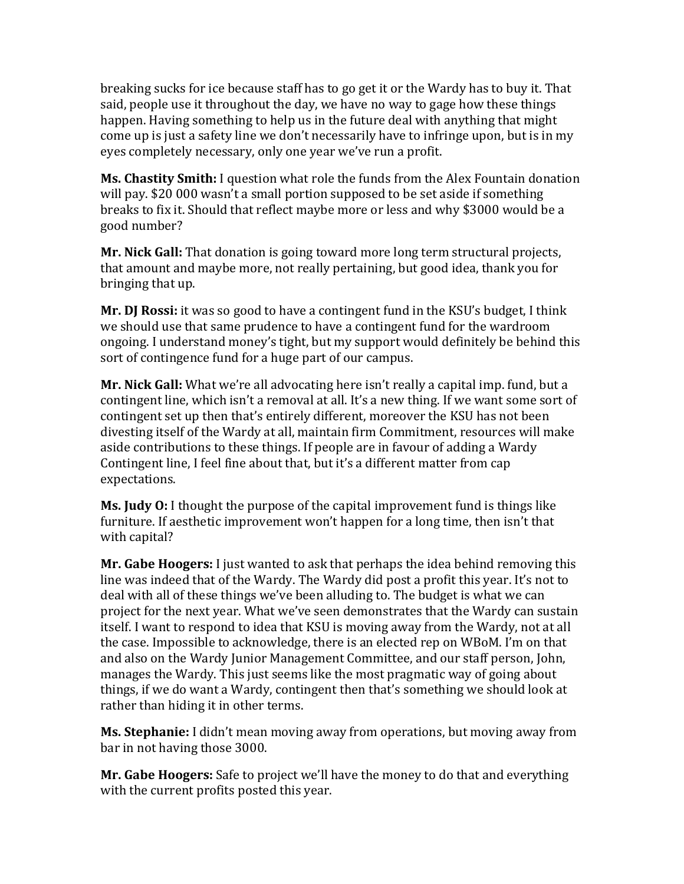breaking sucks for ice because staff has to go get it or the Wardy has to buy it. That said, people use it throughout the day, we have no way to gage how these things happen. Having something to help us in the future deal with anything that might come up is just a safety line we don't necessarily have to infringe upon, but is in my eyes completely necessary, only one year we've run a profit.

**Ms. Chastity Smith:** I question what role the funds from the Alex Fountain donation will pay. $20 000 wasn't a small portion supposed to be set aside if something breaks to fix it. Should that reflect maybe more or less and why $3000 would be a good number?

**Mr. Nick Gall:** That donation is going toward more long term structural projects, that amount and maybe more, not really pertaining, but good idea, thank you for bringing that up.

**Mr. DJ Rossi:** it was so good to have a contingent fund in the KSU's budget, I think we should use that same prudence to have a contingent fund for the wardroom ongoing. I understand money's tight, but my support would definitely be behind this sort of contingence fund for a huge part of our campus.

**Mr. Nick Gall:** What we're all advocating here isn't really a capital imp. fund, but a contingent line, which isn't a removal at all. It's a new thing. If we want some sort of contingent set up then that's entirely different, moreover the KSU has not been divesting itself of the Wardy at all, maintain firm Commitment, resources will make aside contributions to these things. If people are in favour of adding a Wardy Contingent line, I feel fine about that, but it's a different matter from cap expectations.

**Ms. Judy O:** I thought the purpose of the capital improvement fund is things like furniture. If aesthetic improvement won't happen for a long time, then isn't that with capital?

**Mr. Gabe Hoogers:** I just wanted to ask that perhaps the idea behind removing this line was indeed that of the Wardy. The Wardy did post a profit this year. It's not to deal with all of these things we've been alluding to. The budget is what we can project for the next year. What we've seen demonstrates that the Wardy can sustain itself. I want to respond to idea that KSU is moving away from the Wardy, not at all the case. Impossible to acknowledge, there is an elected rep on WBoM. I'm on that and also on the Wardy Junior Management Committee, and our staff person, John, manages the Wardy. This just seems like the most pragmatic way of going about things, if we do want a Wardy, contingent then that's something we should look at rather than hiding it in other terms.

**Ms. Stephanie:** I didn't mean moving away from operations, but moving away from bar in not having those 3000.

**Mr. Gabe Hoogers:** Safe to project we'll have the money to do that and everything with the current profits posted this year.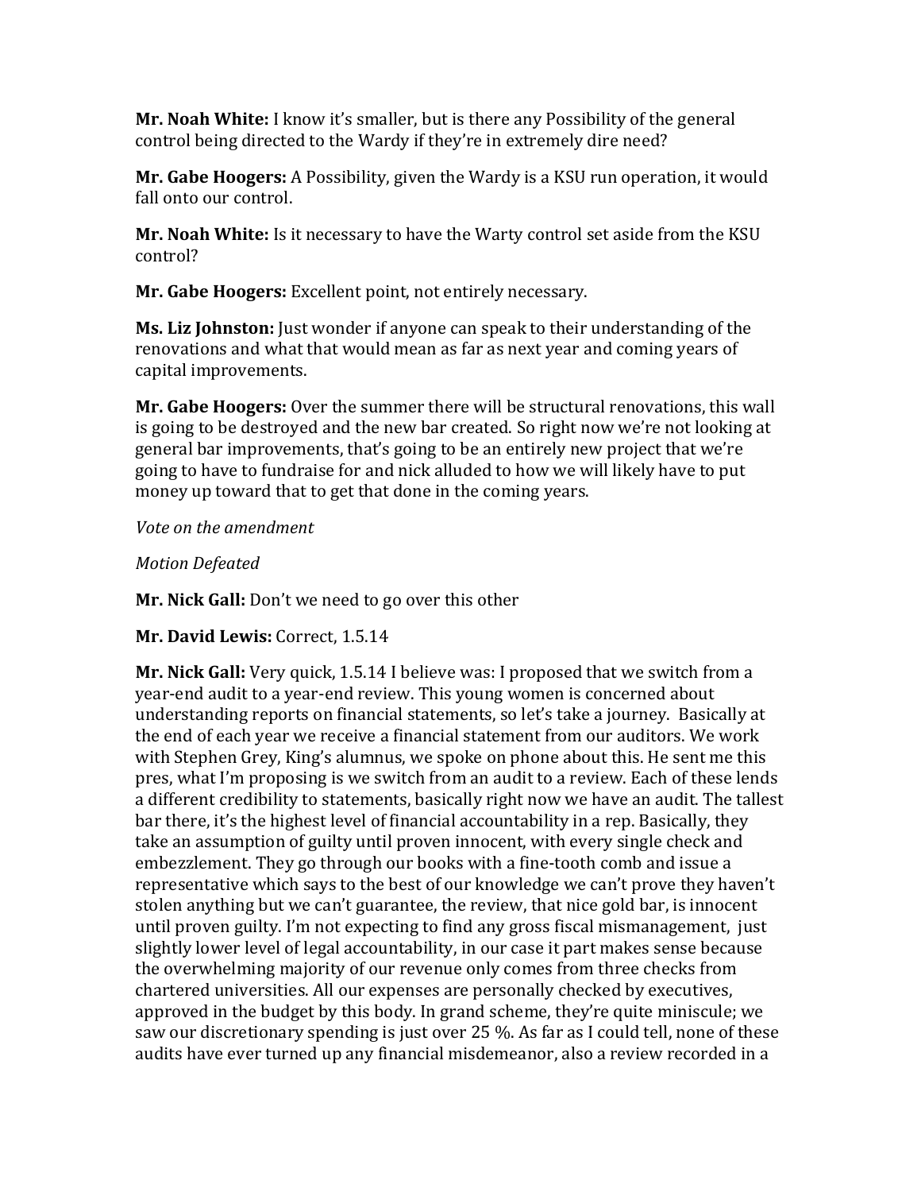**Mr. Noah White:** I know it's smaller, but is there any Possibility of the general control being directed to the Wardy if they're in extremely dire need?

**Mr. Gabe Hoogers:** A Possibility, given the Wardy is a KSU run operation, it would fall onto our control.

**Mr. Noah White:** Is it necessary to have the Warty control set aside from the KSU control?

**Mr. Gabe Hoogers:** Excellent point, not entirely necessary.

**Ms. Liz Johnston:** Just wonder if anyone can speak to their understanding of the renovations and what that would mean as far as next year and coming years of capital improvements.

**Mr. Gabe Hoogers:** Over the summer there will be structural renovations, this wall is going to be destroyed and the new bar created. So right now we're not looking at general bar improvements, that's going to be an entirely new project that we're going to have to fundraise for and nick alluded to how we will likely have to put money up toward that to get that done in the coming years.

*Vote on the amendment*

*Motion Defeated*

**Mr. Nick Gall:** Don't we need to go over this other

**Mr. David Lewis:** Correct, 1.5.14

**Mr. Nick Gall:** Very quick, 1.5.14 I believe was: I proposed that we switch from a year-end audit to a year-end review. This young women is concerned about understanding reports on financial statements, so let's take a journey. Basically at the end of each year we receive a financial statement from our auditors. We work with Stephen Grey, King's alumnus, we spoke on phone about this. He sent me this pres, what I'm proposing is we switch from an audit to a review. Each of these lends a different credibility to statements, basically right now we have an audit. The tallest bar there, it's the highest level of financial accountability in a rep. Basically, they take an assumption of guilty until proven innocent, with every single check and embezzlement. They go through our books with a fine-tooth comb and issue a representative which says to the best of our knowledge we can't prove they haven't stolen anything but we can't guarantee, the review, that nice gold bar, is innocent until proven guilty. I'm not expecting to find any gross fiscal mismanagement, just slightly lower level of legal accountability, in our case it part makes sense because the overwhelming majority of our revenue only comes from three checks from chartered universities. All our expenses are personally checked by executives, approved in the budget by this body. In grand scheme, they're quite miniscule; we saw our discretionary spending is just over 25 %. As far as I could tell, none of these audits have ever turned up any financial misdemeanor, also a review recorded in a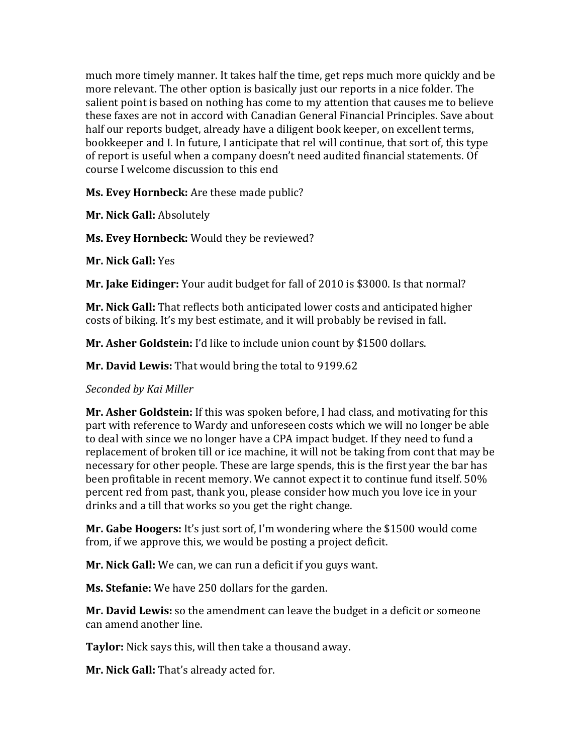much more timely manner. It takes half the time, get reps much more quickly and be more relevant. The other option is basically just our reports in a nice folder. The salient point is based on nothing has come to my attention that causes me to believe these faxes are not in accord with Canadian General Financial Principles. Save about half our reports budget, already have a diligent book keeper, on excellent terms, bookkeeper and I. In future, I anticipate that rel will continue, that sort of, this type of report is useful when a company doesn't need audited financial statements. Of course I welcome discussion to this end

**Ms. Evey Hornbeck:** Are these made public?

**Mr. Nick Gall:** Absolutely

**Ms. Evey Hornbeck:** Would they be reviewed?

**Mr. Nick Gall:** Yes

**Mr. Jake Eidinger:** Your audit budget for fall of 2010 is $3000. Is that normal?

**Mr. Nick Gall:** That reflects both anticipated lower costs and anticipated higher costs of biking. It's my best estimate, and it will probably be revised in fall.

**Mr. Asher Goldstein:** I'd like to include union count by $1500 dollars.

**Mr. David Lewis:** That would bring the total to 9199.62

*Seconded by Kai Miller*

**Mr. Asher Goldstein:** If this was spoken before, I had class, and motivating for this part with reference to Wardy and unforeseen costs which we will no longer be able to deal with since we no longer have a CPA impact budget. If they need to fund a replacement of broken till or ice machine, it will not be taking from cont that may be necessary for other people. These are large spends, this is the first year the bar has been profitable in recent memory. We cannot expect it to continue fund itself. 50% percent red from past, thank you, please consider how much you love ice in your drinks and a till that works so you get the right change.

**Mr. Gabe Hoogers:** It's just sort of, I'm wondering where the $1500 would come from, if we approve this, we would be posting a project deficit.

**Mr. Nick Gall:** We can, we can run a deficit if you guys want.

**Ms. Stefanie:** We have 250 dollars for the garden.

**Mr. David Lewis:** so the amendment can leave the budget in a deficit or someone can amend another line.

**Taylor:** Nick says this, will then take a thousand away.

**Mr. Nick Gall:** That's already acted for.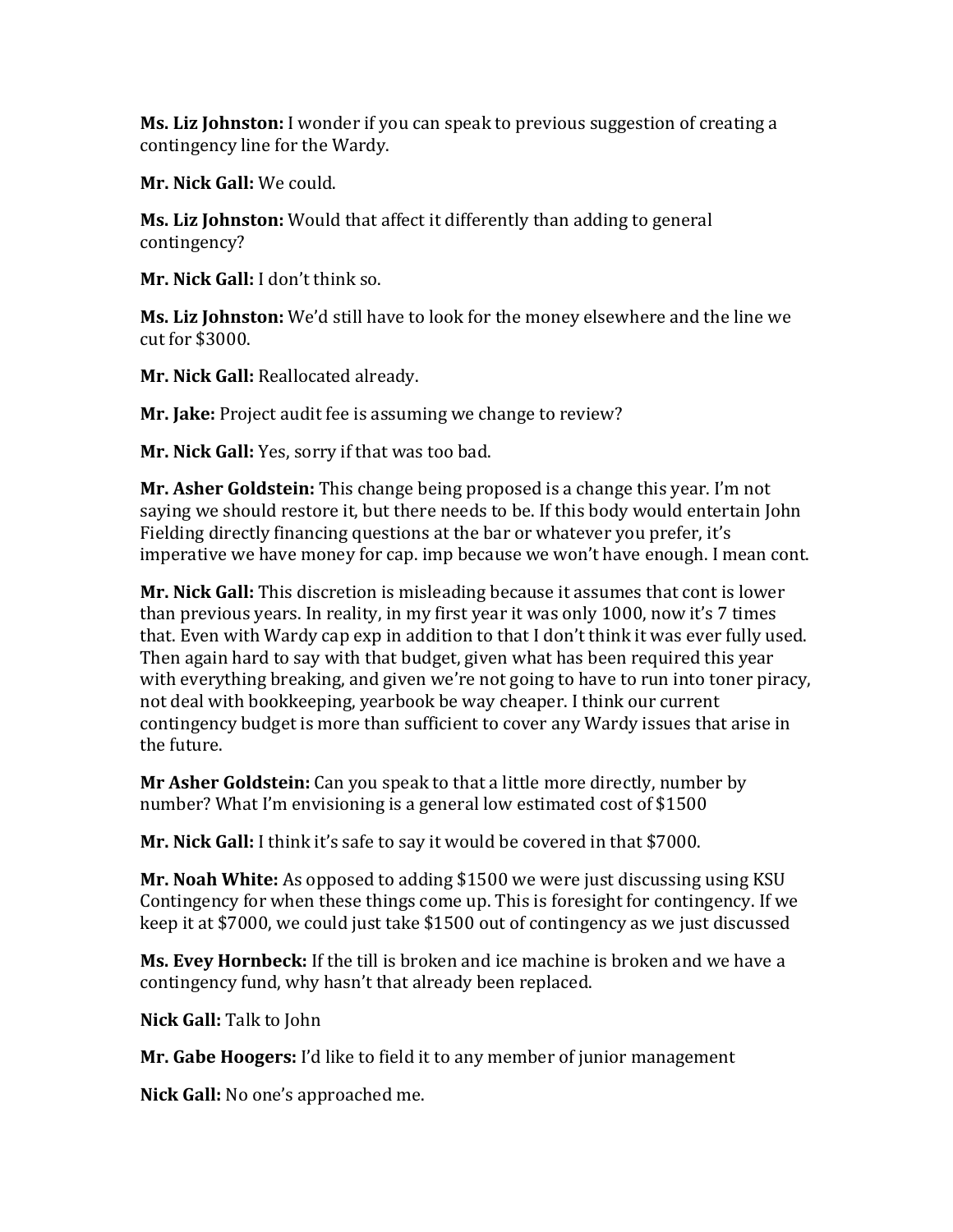**Ms. Liz Johnston:** I wonder if you can speak to previous suggestion of creating a contingency line for the Wardy.

**Mr. Nick Gall:** We could.

**Ms. Liz Johnston:** Would that affect it differently than adding to general contingency?

**Mr. Nick Gall:** I don't think so.

**Ms. Liz Johnston:** We'd still have to look for the money elsewhere and the line we cut for $3000.

**Mr. Nick Gall:** Reallocated already.

**Mr. Jake:** Project audit fee is assuming we change to review?

**Mr. Nick Gall:** Yes, sorry if that was too bad.

**Mr. Asher Goldstein:** This change being proposed is a change this year. I'm not saying we should restore it, but there needs to be. If this body would entertain John Fielding directly financing questions at the bar or whatever you prefer, it's imperative we have money for cap. imp because we won't have enough. I mean cont.

**Mr. Nick Gall:** This discretion is misleading because it assumes that cont is lower than previous years. In reality, in my first year it was only 1000, now it's 7 times that. Even with Wardy cap exp in addition to that I don't think it was ever fully used. Then again hard to say with that budget, given what has been required this year with everything breaking, and given we're not going to have to run into toner piracy, not deal with bookkeeping, yearbook be way cheaper. I think our current contingency budget is more than sufficient to cover any Wardy issues that arise in the future.

**Mr Asher Goldstein:** Can you speak to that a little more directly, number by number? What I'm envisioning is a general low estimated cost of $1500

**Mr. Nick Gall:** I think it's safe to say it would be covered in that $7000.

**Mr. Noah White:** As opposed to adding $1500 we were just discussing using KSU Contingency for when these things come up. This is foresight for contingency. If we keep it at $7000, we could just take $1500 out of contingency as we just discussed

**Ms. Evey Hornbeck:** If the till is broken and ice machine is broken and we have a contingency fund, why hasn't that already been replaced.

**Nick Gall:** Talk to John

**Mr. Gabe Hoogers:** I'd like to field it to any member of junior management

**Nick Gall:** No one's approached me.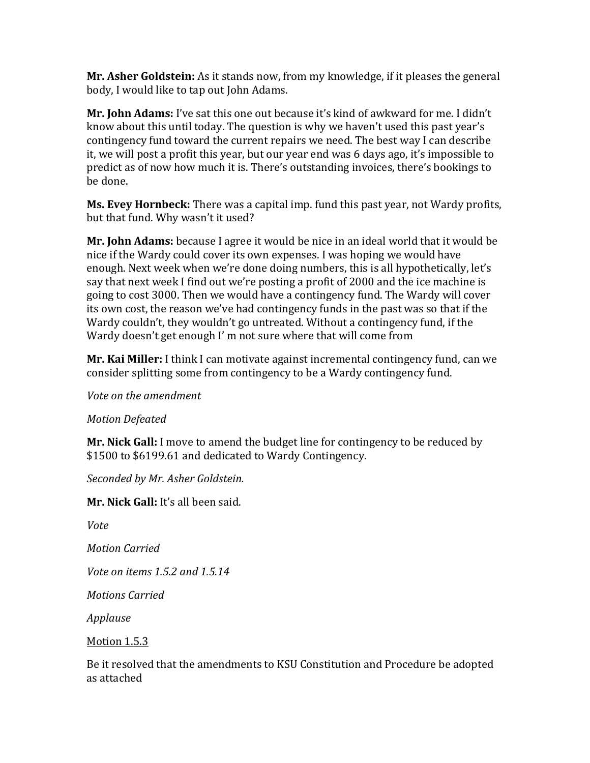**Mr. Asher Goldstein:** As it stands now, from my knowledge, if it pleases the general body, I would like to tap out John Adams.

**Mr. John Adams:** I've sat this one out because it's kind of awkward for me. I didn't know about this until today. The question is why we haven't used this past year's contingency fund toward the current repairs we need. The best way I can describe it, we will post a profit this year, but our year end was 6 days ago, it's impossible to predict as of now how much it is. There's outstanding invoices, there's bookings to be done.

**Ms. Evey Hornbeck:** There was a capital imp. fund this past year, not Wardy profits, but that fund. Why wasn't it used?

**Mr. John Adams:** because I agree it would be nice in an ideal world that it would be nice if the Wardy could cover its own expenses. I was hoping we would have enough. Next week when we're done doing numbers, this is all hypothetically, let's say that next week I find out we're posting a profit of 2000 and the ice machine is going to cost 3000. Then we would have a contingency fund. The Wardy will cover its own cost, the reason we've had contingency funds in the past was so that if the Wardy couldn't, they wouldn't go untreated. Without a contingency fund, if the Wardy doesn't get enough I' m not sure where that will come from

**Mr. Kai Miller:** I think I can motivate against incremental contingency fund, can we consider splitting some from contingency to be a Wardy contingency fund.

*Vote on the amendment*

*Motion Defeated*

**Mr. Nick Gall:** I move to amend the budget line for contingency to be reduced by $1500 to $6199.61 and dedicated to Wardy Contingency.

*Seconded by Mr. Asher Goldstein.*

**Mr. Nick Gall:** It's all been said.

*Vote*

*Motion Carried*

*Vote on items 1.5.2 and 1.5.14*

*Motions Carried*

*Applause*

<u>Motion 1.5.3</u>

Be it resolved that the amendments to KSU Constitution and Procedure be adopted as attached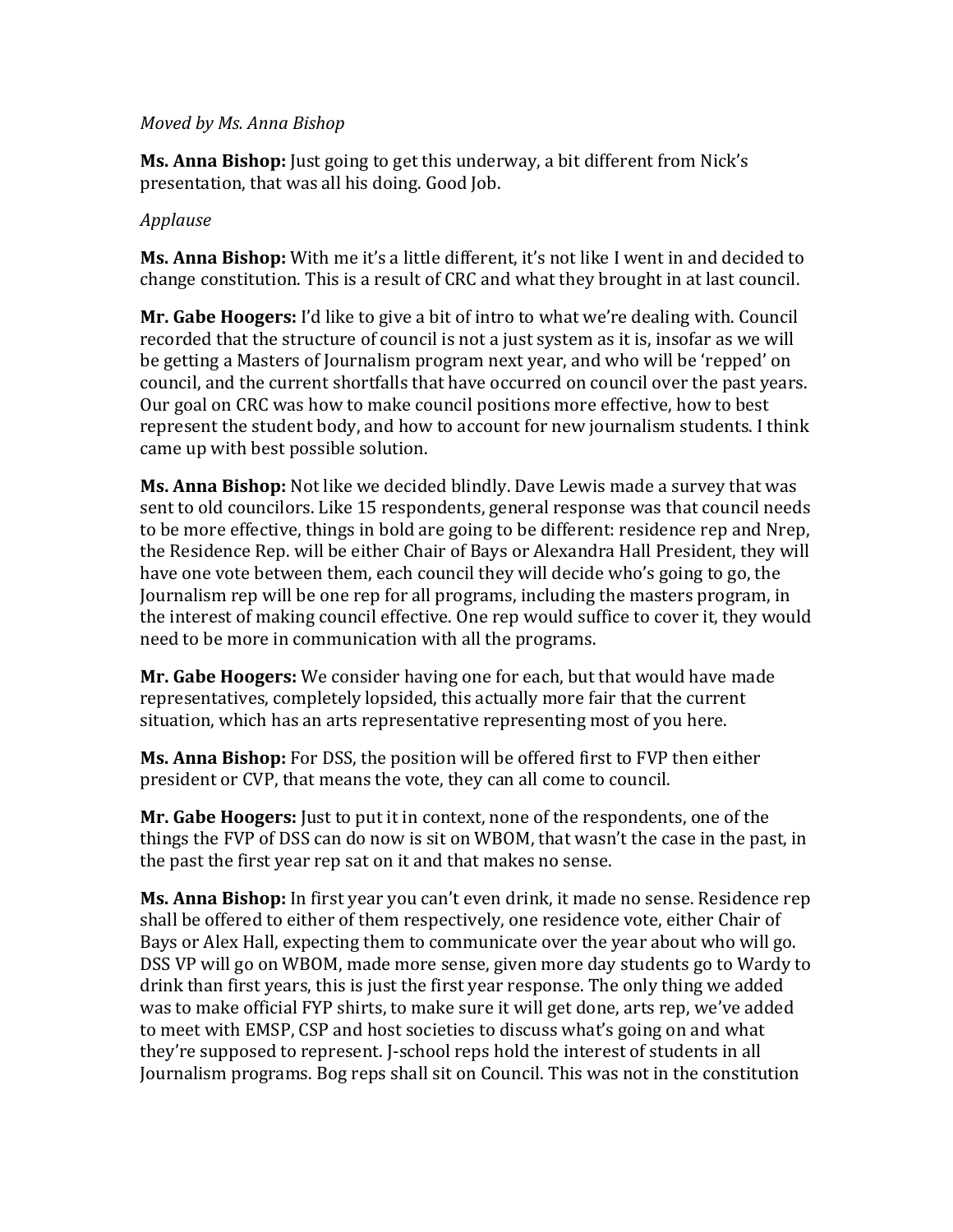*Moved by Ms. Anna Bishop*

**Ms. Anna Bishop:** Just going to get this underway, a bit different from Nick's presentation, that was all his doing. Good Job.

*Applause*

**Ms. Anna Bishop:** With me it's a little different, it's not like I went in and decided to change constitution. This is a result of CRC and what they brought in at last council.

**Mr. Gabe Hoogers:** I'd like to give a bit of intro to what we're dealing with. Council recorded that the structure of council is not a just system as it is, insofar as we will be getting a Masters of Journalism program next year, and who will be 'repped' on council, and the current shortfalls that have occurred on council over the past years. Our goal on CRC was how to make council positions more effective, how to best represent the student body, and how to account for new journalism students. I think came up with best possible solution.

**Ms. Anna Bishop:** Not like we decided blindly. Dave Lewis made a survey that was sent to old councilors. Like 15 respondents, general response was that council needs to be more effective, things in bold are going to be different: residence rep and Nrep, the Residence Rep. will be either Chair of Bays or Alexandra Hall President, they will have one vote between them, each council they will decide who's going to go, the Journalism rep will be one rep for all programs, including the masters program, in the interest of making council effective. One rep would suffice to cover it, they would need to be more in communication with all the programs.

**Mr. Gabe Hoogers:** We consider having one for each, but that would have made representatives, completely lopsided, this actually more fair that the current situation, which has an arts representative representing most of you here.

**Ms. Anna Bishop:** For DSS, the position will be offered first to FVP then either president or CVP, that means the vote, they can all come to council.

**Mr. Gabe Hoogers:** Just to put it in context, none of the respondents, one of the things the FVP of DSS can do now is sit on WBOM, that wasn't the case in the past, in the past the first year rep sat on it and that makes no sense.

**Ms. Anna Bishop:** In first year you can't even drink, it made no sense. Residence rep shall be offered to either of them respectively, one residence vote, either Chair of Bays or Alex Hall, expecting them to communicate over the year about who will go. DSS VP will go on WBOM, made more sense, given more day students go to Wardy to drink than first years, this is just the first year response. The only thing we added was to make official FYP shirts, to make sure it will get done, arts rep, we've added to meet with EMSP, CSP and host societies to discuss what's going on and what they're supposed to represent. J-school reps hold the interest of students in all Journalism programs. Bog reps shall sit on Council. This was not in the constitution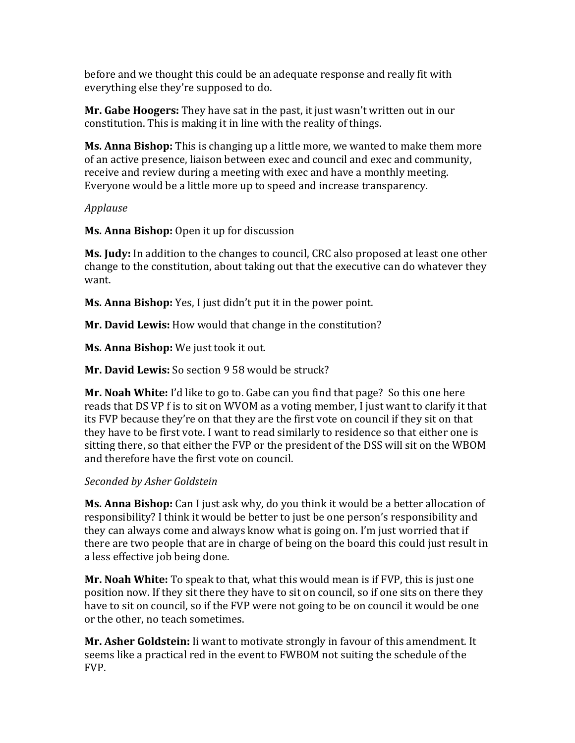before and we thought this could be an adequate response and really fit with everything else they're supposed to do.

**Mr. Gabe Hoogers:** They have sat in the past, it just wasn't written out in our constitution. This is making it in line with the reality of things.

**Ms. Anna Bishop:** This is changing up a little more, we wanted to make them more of an active presence, liaison between exec and council and exec and community, receive and review during a meeting with exec and have a monthly meeting. Everyone would be a little more up to speed and increase transparency.

*Applause*

**Ms. Anna Bishop:** Open it up for discussion

**Ms. Judy:** In addition to the changes to council, CRC also proposed at least one other change to the constitution, about taking out that the executive can do whatever they want.

**Ms. Anna Bishop:** Yes, I just didn't put it in the power point.

**Mr. David Lewis:** How would that change in the constitution?

**Ms. Anna Bishop:** We just took it out.

**Mr. David Lewis:** So section 9 58 would be struck?

**Mr. Noah White:** I'd like to go to. Gabe can you find that page? So this one here reads that DS VP f is to sit on WVOM as a voting member, I just want to clarify it that its FVP because they're on that they are the first vote on council if they sit on that they have to be first vote. I want to read similarly to residence so that either one is sitting there, so that either the FVP or the president of the DSS will sit on the WBOM and therefore have the first vote on council.

*Seconded by Asher Goldstein*

**Ms. Anna Bishop:** Can I just ask why, do you think it would be a better allocation of responsibility? I think it would be better to just be one person's responsibility and they can always come and always know what is going on. I'm just worried that if there are two people that are in charge of being on the board this could just result in a less effective job being done.

**Mr. Noah White:** To speak to that, what this would mean is if FVP, this is just one position now. If they sit there they have to sit on council, so if one sits on there they have to sit on council, so if the FVP were not going to be on council it would be one or the other, no teach sometimes.

**Mr. Asher Goldstein:** Ii want to motivate strongly in favour of this amendment. It seems like a practical red in the event to FWBOM not suiting the schedule of the FVP.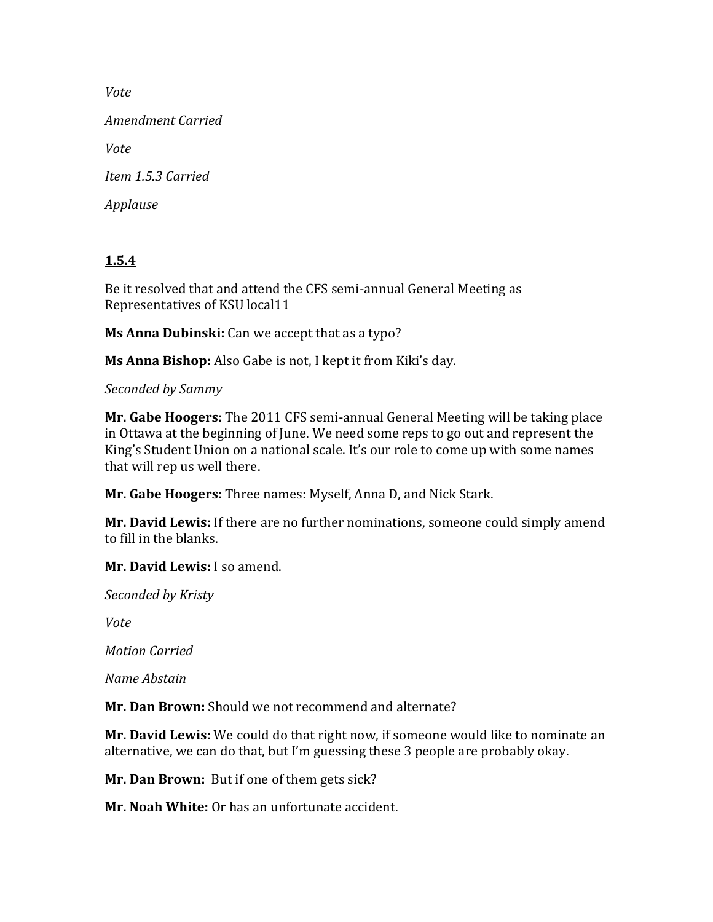*Vote*

*Amendment Carried*

*Vote*

*Item 1.5.3 Carried*

*Applause*

**1.5.4**

Be it resolved that and attend the CFS semi-annual General Meeting as Representatives of KSU local11

**Ms Anna Dubinski:** Can we accept that as a typo?

**Ms Anna Bishop:** Also Gabe is not, I kept it from Kiki's day.

*Seconded by Sammy*

**Mr. Gabe Hoogers:** The 2011 CFS semi-annual General Meeting will be taking place in Ottawa at the beginning of June. We need some reps to go out and represent the King's Student Union on a national scale. It's our role to come up with some names that will rep us well there.

**Mr. Gabe Hoogers:** Three names: Myself, Anna D, and Nick Stark.

**Mr. David Lewis:** If there are no further nominations, someone could simply amend to fill in the blanks.

**Mr. David Lewis:** I so amend.

*Seconded by Kristy*

*Vote*

*Motion Carried*

*Name Abstain*

**Mr. Dan Brown:** Should we not recommend and alternate?

**Mr. David Lewis:** We could do that right now, if someone would like to nominate an alternative, we can do that, but I'm guessing these 3 people are probably okay.

**Mr. Dan Brown:** But if one of them gets sick?

**Mr. Noah White:** Or has an unfortunate accident.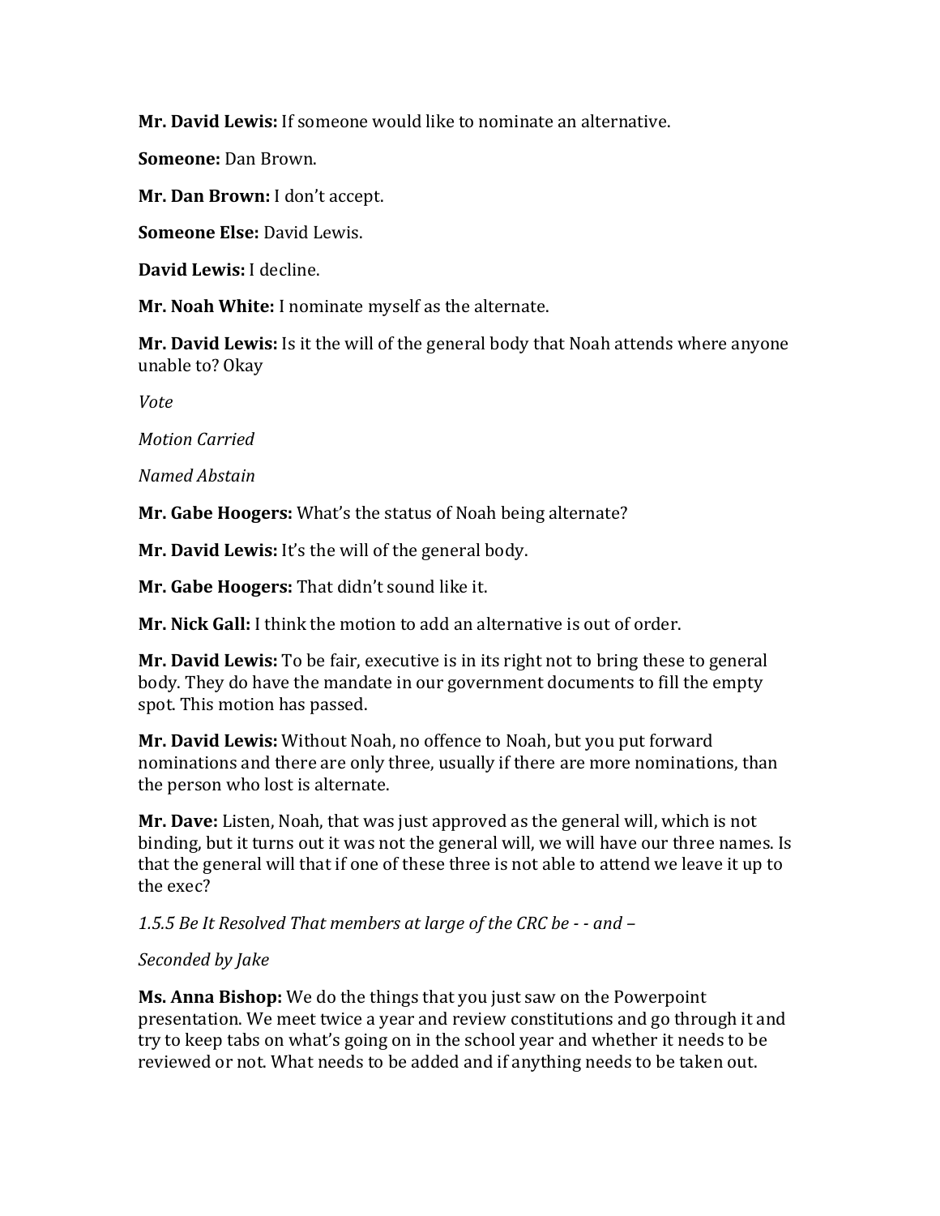**Mr. David Lewis:** If someone would like to nominate an alternative.

**Someone:** Dan Brown.

**Mr. Dan Brown:** I don't accept.

**Someone Else:** David Lewis.

**David Lewis:** I decline.

**Mr. Noah White:** I nominate myself as the alternate.

**Mr. David Lewis:** Is it the will of the general body that Noah attends where anyone unable to? Okay

*Vote*

*Motion Carried*

*Named Abstain*

**Mr. Gabe Hoogers:** What's the status of Noah being alternate?

**Mr. David Lewis:** It's the will of the general body.

**Mr. Gabe Hoogers:** That didn't sound like it.

**Mr. Nick Gall:** I think the motion to add an alternative is out of order.

**Mr. David Lewis:** To be fair, executive is in its right not to bring these to general body. They do have the mandate in our government documents to fill the empty spot. This motion has passed.

**Mr. David Lewis:** Without Noah, no offence to Noah, but you put forward nominations and there are only three, usually if there are more nominations, than the person who lost is alternate.

**Mr. Dave:** Listen, Noah, that was just approved as the general will, which is not binding, but it turns out it was not the general will, we will have our three names. Is that the general will that if one of these three is not able to attend we leave it up to the exec?

*1.5.5 Be It Resolved That members at large of the CRC be - - and –*

*Seconded by Jake*

**Ms. Anna Bishop:** We do the things that you just saw on the Powerpoint presentation. We meet twice a year and review constitutions and go through it and try to keep tabs on what's going on in the school year and whether it needs to be reviewed or not. What needs to be added and if anything needs to be taken out.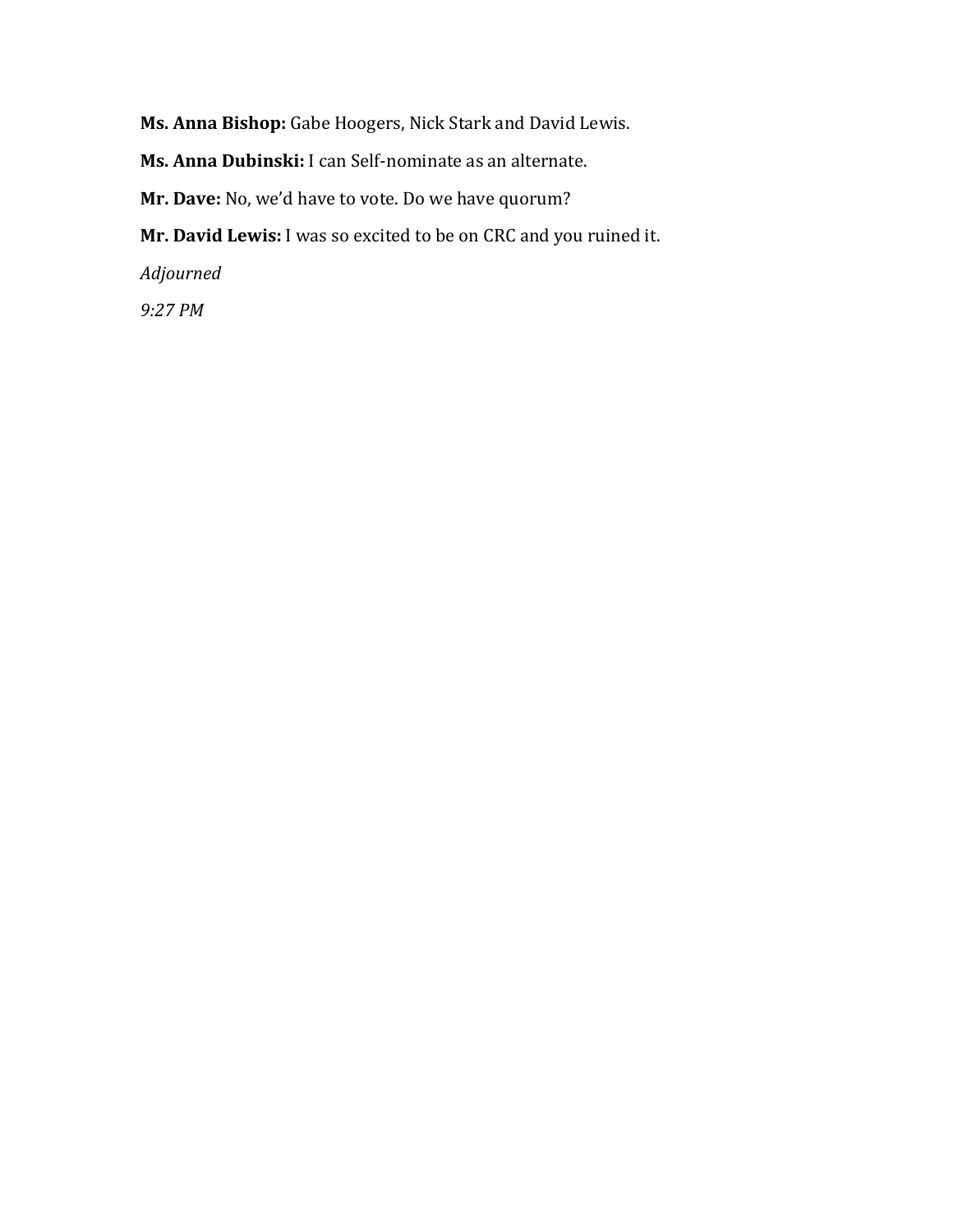**Ms. Anna Bishop:** Gabe Hoogers, Nick Stark and David Lewis.

**Ms. Anna Dubinski:** I can Self-nominate as an alternate.

**Mr. Dave:** No, we'd have to vote. Do we have quorum?

**Mr. David Lewis:** I was so excited to be on CRC and you ruined it.

*Adjourned*

*9:27 PM*